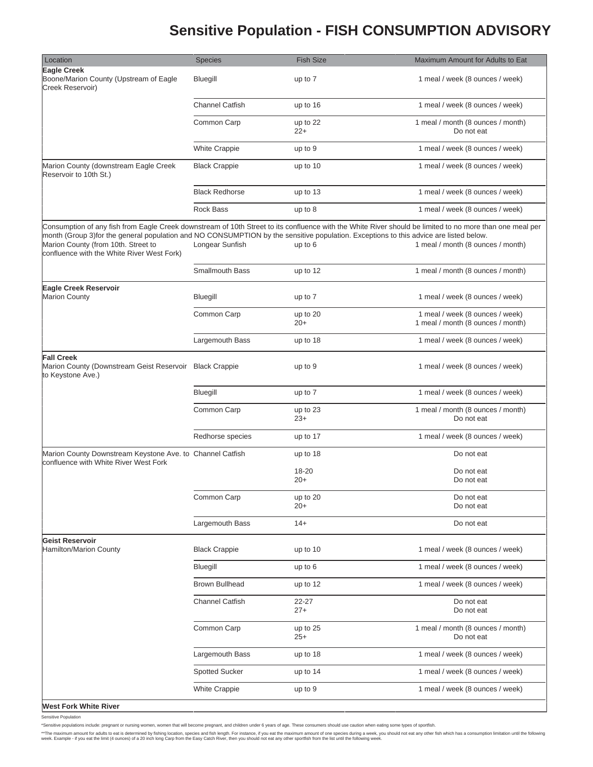# Sensitive Population - FISH CONSUMPTION ADVISORY

| Location | Species | Fish Size | Maximum Amount for Adults to Eat |
|---|---|---|---|
| **Eagle Creek**<br>Boone/Marion County (Upstream of Eagle Creek Reservoir) | Bluegill | up to 7 | 1 meal / week (8 ounces / week) |
| | Channel Catfish | up to 16 | 1 meal / week (8 ounces / week) |
| | Common Carp | up to 22<br>22+ | 1 meal / month (8 ounces / month)<br>Do not eat |
| | White Crappie | up to 9 | 1 meal / week (8 ounces / week) |
| Marion County (downstream Eagle Creek Reservoir to 10th St.) | Black Crappie | up to 10 | 1 meal / week (8 ounces / week) |
| | Black Redhorse | up to 13 | 1 meal / week (8 ounces / week) |
| | Rock Bass | up to 8 | 1 meal / week (8 ounces / week) |
| Consumption of any fish from Eagle Creek downstream of 10th Street to its confluence with the White River should be limited to no more than one meal per month (Group 3)for the general population and NO CONSUMPTION by the sensitive population. Exceptions to this advice are listed below. | | | |
| Marion County (from 10th. Street to confluence with the White River West Fork) | Longear Sunfish | up to 6 | 1 meal / month (8 ounces / month) |
| | Smallmouth Bass | up to 12 | 1 meal / month (8 ounces / month) |
| **Eagle Creek Reservoir**<br>Marion County | Bluegill | up to 7 | 1 meal / week (8 ounces / week) |
| | Common Carp | up to 20<br>20+ | 1 meal / week (8 ounces / week)<br>1 meal / month (8 ounces / month) |
| | Largemouth Bass | up to 18 | 1 meal / week (8 ounces / week) |
| **Fall Creek**<br>Marion County (Downstream Geist Reservoir to Keystone Ave.) | Black Crappie | up to 9 | 1 meal / week (8 ounces / week) |
| | Bluegill | up to 7 | 1 meal / week (8 ounces / week) |
| | Common Carp | up to 23<br>23+ | 1 meal / month (8 ounces / month)<br>Do not eat |
| | Redhorse species | up to 17 | 1 meal / week (8 ounces / week) |
| Marion County Downstream Keystone Ave. to confluence with White River West Fork | Channel Catfish | up to 18<br>18-20<br>20+ | Do not eat<br>Do not eat<br>Do not eat |
| | Common Carp | up to 20<br>20+ | Do not eat<br>Do not eat |
| | Largemouth Bass | 14+ | Do not eat |
| **Geist Reservoir**<br>Hamilton/Marion County | Black Crappie | up to 10 | 1 meal / week (8 ounces / week) |
| | Bluegill | up to 6 | 1 meal / week (8 ounces / week) |
| | Brown Bullhead | up to 12 | 1 meal / week (8 ounces / week) |
| | Channel Catfish | 22-27<br>27+ | Do not eat<br>Do not eat |
| | Common Carp | up to 25<br>25+ | 1 meal / month (8 ounces / month)<br>Do not eat |
| | Largemouth Bass | up to 18 | 1 meal / week (8 ounces / week) |
| | Spotted Sucker | up to 14 | 1 meal / week (8 ounces / week) |
| | White Crappie | up to 9 | 1 meal / week (8 ounces / week) |
| **West Fork White River** | | | |

Sensitive Population

*Sensitive populations include: pregnant or nursing women, women that will become pregnant, and children under 6 years of age. These consumers should use caution when eating some types of sportfish.

**The maximum amount for adults to eat is determined by fishing location, species and fish length. For instance, if you eat the maximum amount of one species during a week, you should not eat any other fish which has a consumption limitation until the following week. Example - if you eat the limit (4 ounces) of a 20 inch long Carp from the Easy Catch River, then you should not eat any other sportfish from the list until the following week.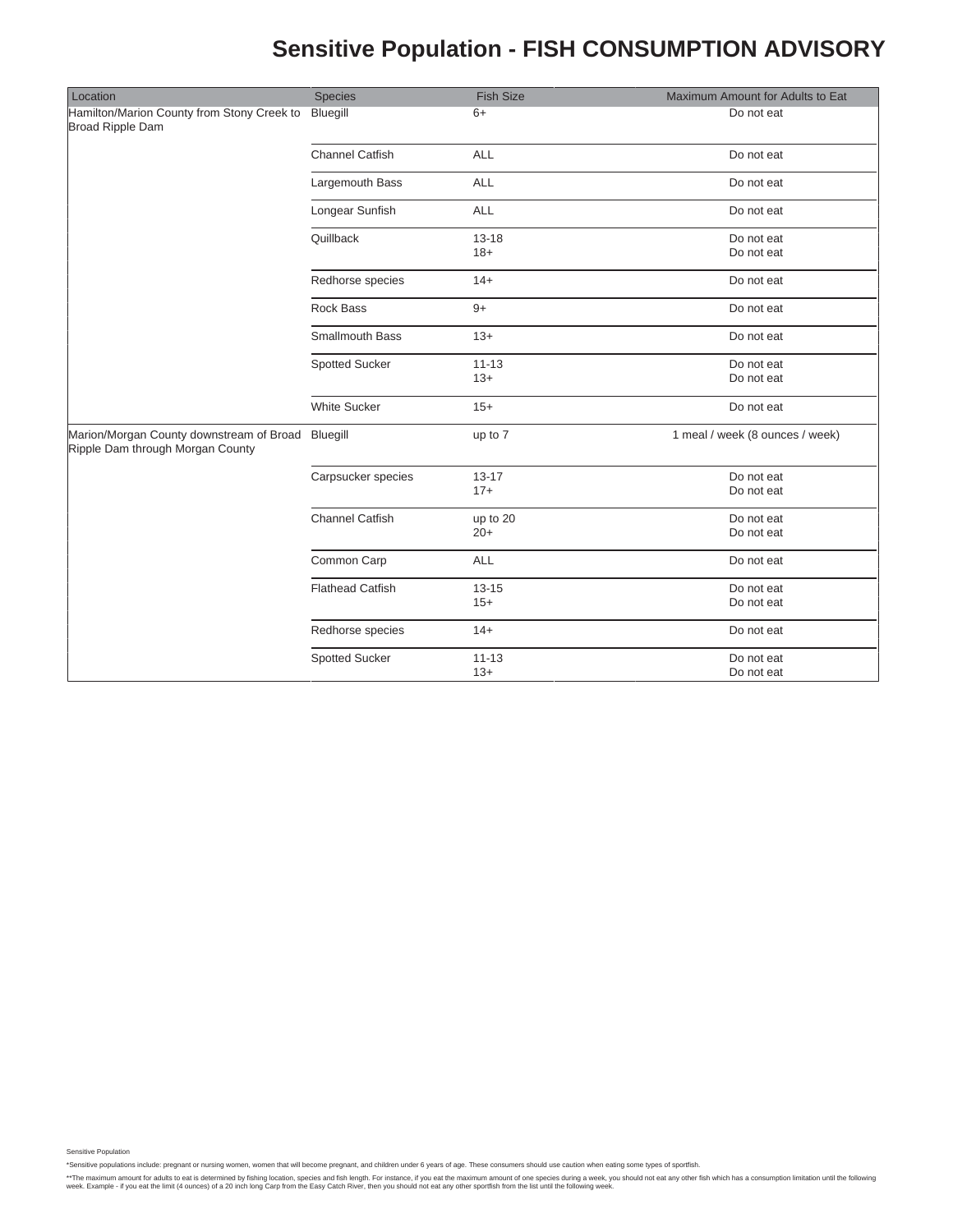# Sensitive Population - FISH CONSUMPTION ADVISORY

| Location | Species | Fish Size | Maximum Amount for Adults to Eat |
|---|---|---|---|
| Hamilton/Marion County from Stony Creek to Broad Ripple Dam | Bluegill | 6+ | Do not eat |
| | Channel Catfish | ALL | Do not eat |
| | Largemouth Bass | ALL | Do not eat |
| | Longear Sunfish | ALL | Do not eat |
| | Quillback | 13-18<br>18+ | Do not eat<br>Do not eat |
| | Redhorse species | 14+ | Do not eat |
| | Rock Bass | 9+ | Do not eat |
| | Smallmouth Bass | 13+ | Do not eat |
| | Spotted Sucker | 11-13<br>13+ | Do not eat<br>Do not eat |
| | White Sucker | 15+ | Do not eat |
| Marion/Morgan County downstream of Broad Ripple Dam through Morgan County | Bluegill | up to 7 | 1 meal / week (8 ounces / week) |
| | Carpsucker species | 13-17<br>17+ | Do not eat<br>Do not eat |
| | Channel Catfish | up to 20<br>20+ | Do not eat<br>Do not eat |
| | Common Carp | ALL | Do not eat |
| | Flathead Catfish | 13-15<br>15+ | Do not eat<br>Do not eat |
| | Redhorse species | 14+ | Do not eat |
| | Spotted Sucker | 11-13<br>13+ | Do not eat<br>Do not eat |

Sensitive Population

*Sensitive populations include: pregnant or nursing women, women that will become pregnant, and children under 6 years of age. These consumers should use caution when eating some types of sportfish.

**The maximum amount for adults to eat is determined by fishing location, species and fish length. For instance, if you eat the maximum amount of one species during a week, you should not eat any other fish which has a consumption limitation until the following week. Example - if you eat the limit (4 ounces) of a 20 inch long Carp from the Easy Catch River, then you should not eat any other sportfish from the list until the following week.